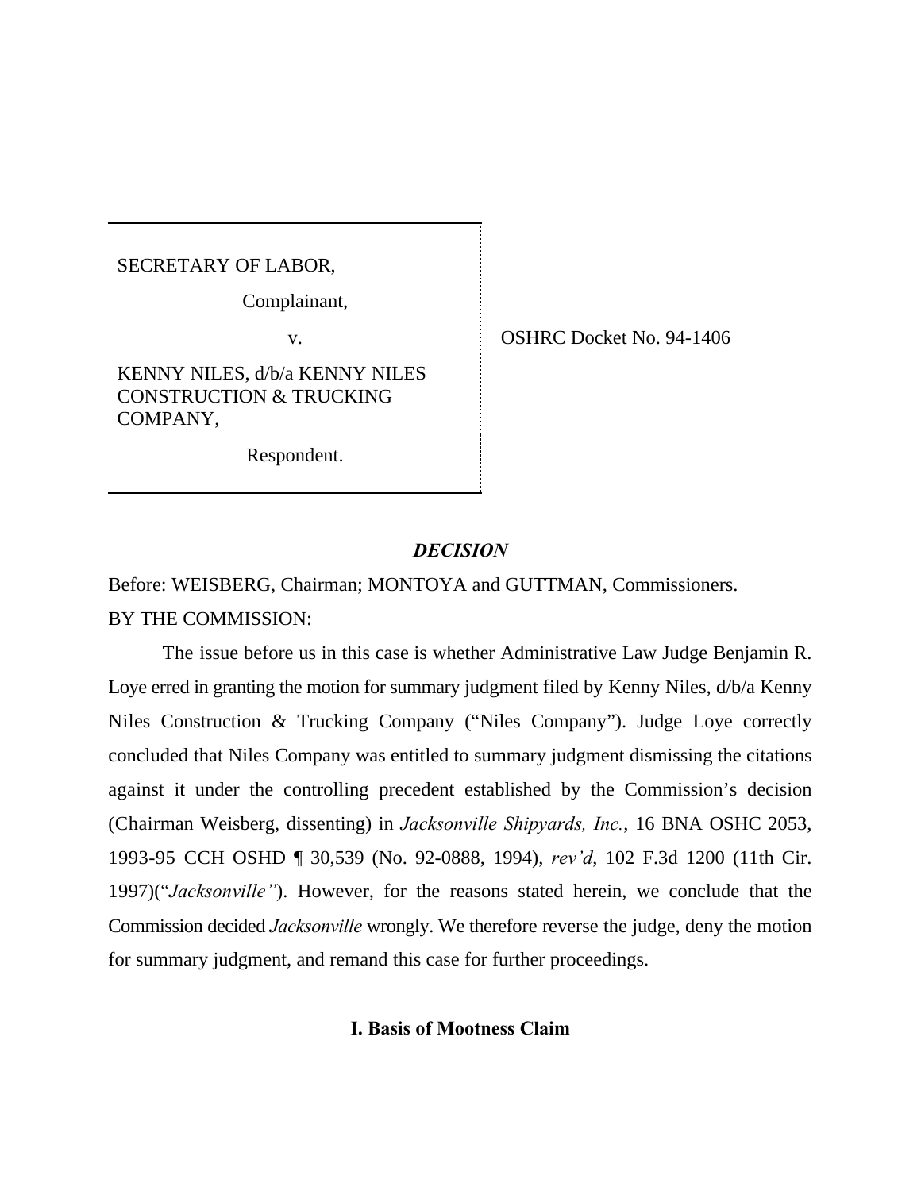SECRETARY OF LABOR,

Complainant,

v.

KENNY NILES, d/b/a KENNY NILES CONSTRUCTION & TRUCKING COMPANY,

Respondent.

OSHRC Docket No. 94-1406

## *DECISION*

Before: WEISBERG, Chairman; MONTOYA and GUTTMAN, Commissioners.

BY THE COMMISSION:

The issue before us in this case is whether Administrative Law Judge Benjamin R. Loye erred in granting the motion for summary judgment filed by Kenny Niles, d/b/a Kenny Niles Construction & Trucking Company ("Niles Company"). Judge Loye correctly concluded that Niles Company was entitled to summary judgment dismissing the citations against it under the controlling precedent established by the Commission's decision (Chairman Weisberg, dissenting) in *Jacksonville Shipyards, Inc.*, 16 BNA OSHC 2053, 1993-95 CCH OSHD ¶ 30,539 (No. 92-0888, 1994), *rev'd*, 102 F.3d 1200 (11th Cir. 1997)("*Jacksonville"*). However, for the reasons stated herein, we conclude that the Commission decided *Jacksonville* wrongly. We therefore reverse the judge, deny the motion for summary judgment, and remand this case for further proceedings.

### I. Basis of Mootness Claim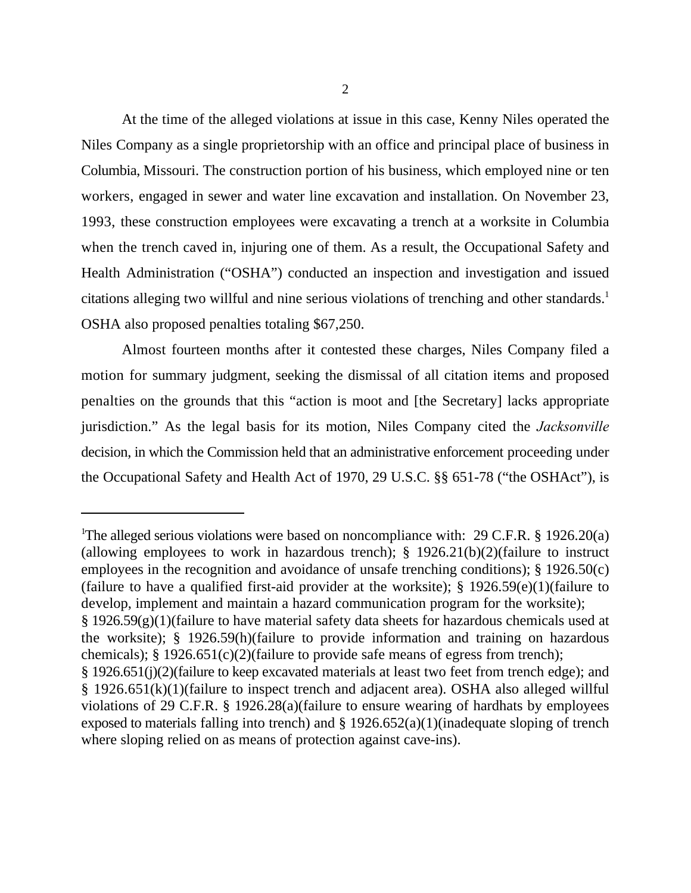At the time of the alleged violations at issue in this case, Kenny Niles operated the Niles Company as a single proprietorship with an office and principal place of business in Columbia, Missouri. The construction portion of his business, which employed nine or ten workers, engaged in sewer and water line excavation and installation. On November 23, 1993, these construction employees were excavating a trench at a worksite in Columbia when the trench caved in, injuring one of them. As a result, the Occupational Safety and Health Administration ("OSHA") conducted an inspection and investigation and issued citations alleging two willful and nine serious violations of trenching and other standards.[1] OSHA also proposed penalties totaling $67,250.

Almost fourteen months after it contested these charges, Niles Company filed a motion for summary judgment, seeking the dismissal of all citation items and proposed penalties on the grounds that this "action is moot and [the Secretary] lacks appropriate jurisdiction." As the legal basis for its motion, Niles Company cited the *Jacksonville* decision, in which the Commission held that an administrative enforcement proceeding under the Occupational Safety and Health Act of 1970, 29 U.S.C. §§ 651-78 ("the OSHAct"), is

---

[1]The alleged serious violations were based on noncompliance with: 29 C.F.R. § 1926.20(a) (allowing employees to work in hazardous trench); § 1926.21(b)(2)(failure to instruct employees in the recognition and avoidance of unsafe trenching conditions); § 1926.50(c) (failure to have a qualified first-aid provider at the worksite); § 1926.59(e)(1)(failure to develop, implement and maintain a hazard communication program for the worksite); § 1926.59(g)(1)(failure to have material safety data sheets for hazardous chemicals used at the worksite); § 1926.59(h)(failure to provide information and training on hazardous chemicals); § 1926.651(c)(2)(failure to provide safe means of egress from trench); § 1926.651(j)(2)(failure to keep excavated materials at least two feet from trench edge); and § 1926.651(k)(1)(failure to inspect trench and adjacent area). OSHA also alleged willful violations of 29 C.F.R. § 1926.28(a)(failure to ensure wearing of hardhats by employees exposed to materials falling into trench) and § 1926.652(a)(1)(inadequate sloping of trench where sloping relied on as means of protection against cave-ins).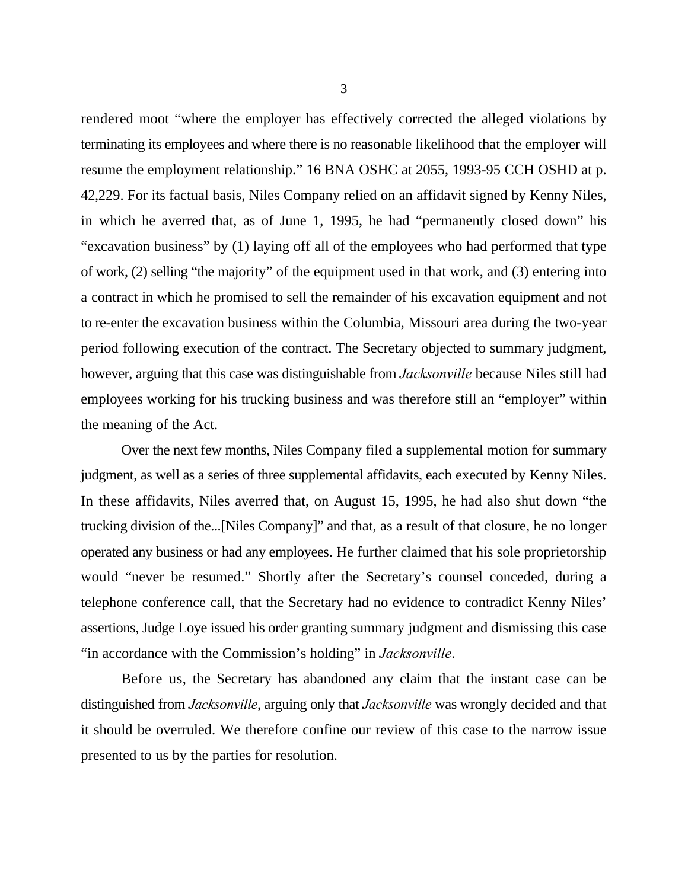rendered moot "where the employer has effectively corrected the alleged violations by terminating its employees and where there is no reasonable likelihood that the employer will resume the employment relationship." 16 BNA OSHC at 2055, 1993-95 CCH OSHD at p. 42,229. For its factual basis, Niles Company relied on an affidavit signed by Kenny Niles, in which he averred that, as of June 1, 1995, he had "permanently closed down" his "excavation business" by (1) laying off all of the employees who had performed that type of work, (2) selling "the majority" of the equipment used in that work, and (3) entering into a contract in which he promised to sell the remainder of his excavation equipment and not to re-enter the excavation business within the Columbia, Missouri area during the two-year period following execution of the contract. The Secretary objected to summary judgment, however, arguing that this case was distinguishable from *Jacksonville* because Niles still had employees working for his trucking business and was therefore still an "employer" within the meaning of the Act.

Over the next few months, Niles Company filed a supplemental motion for summary judgment, as well as a series of three supplemental affidavits, each executed by Kenny Niles. In these affidavits, Niles averred that, on August 15, 1995, he had also shut down "the trucking division of the...[Niles Company]" and that, as a result of that closure, he no longer operated any business or had any employees. He further claimed that his sole proprietorship would "never be resumed." Shortly after the Secretary's counsel conceded, during a telephone conference call, that the Secretary had no evidence to contradict Kenny Niles' assertions, Judge Loye issued his order granting summary judgment and dismissing this case "in accordance with the Commission's holding" in *Jacksonville*.

Before us, the Secretary has abandoned any claim that the instant case can be distinguished from *Jacksonville*, arguing only that *Jacksonville* was wrongly decided and that it should be overruled. We therefore confine our review of this case to the narrow issue presented to us by the parties for resolution.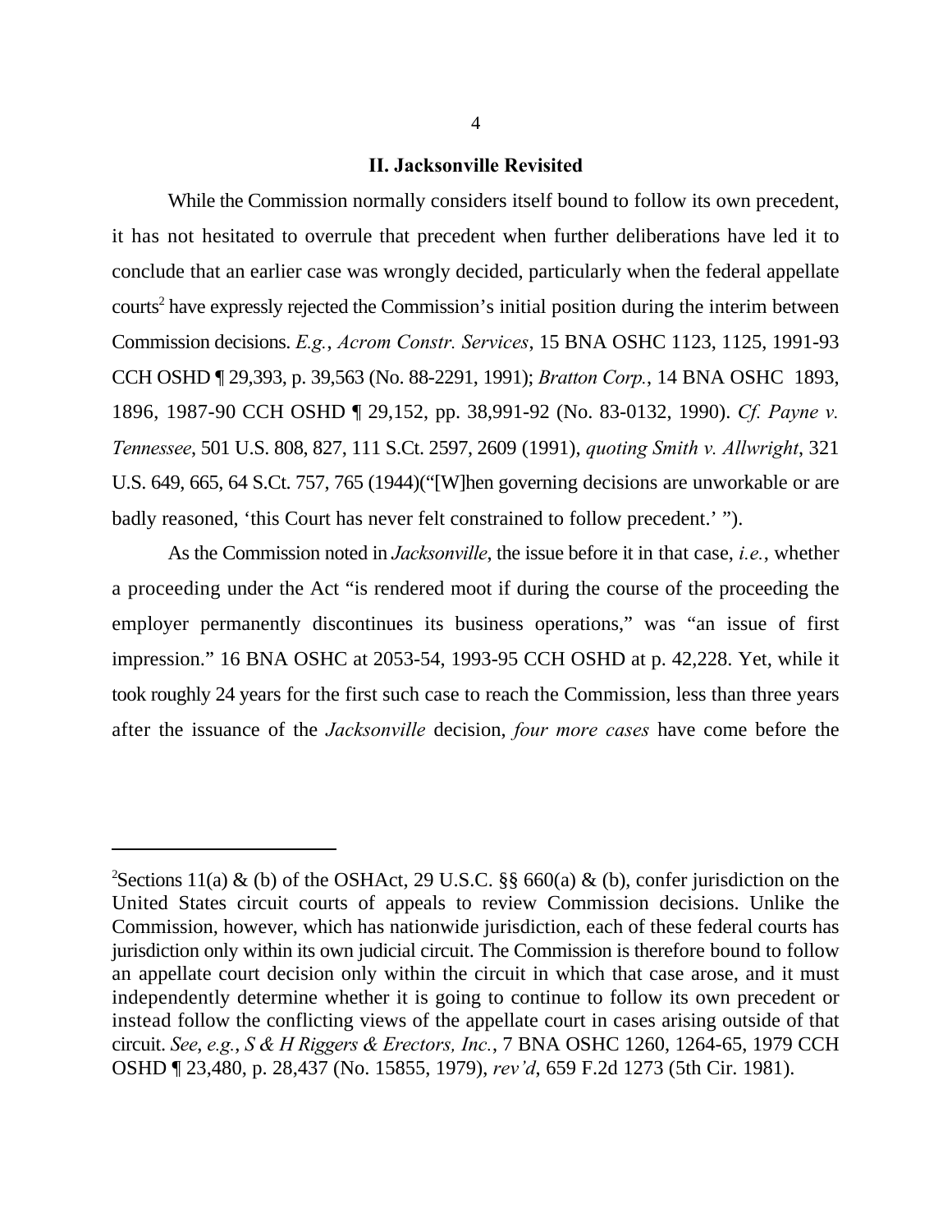## II. Jacksonville Revisited

While the Commission normally considers itself bound to follow its own precedent, it has not hesitated to overrule that precedent when further deliberations have led it to conclude that an earlier case was wrongly decided, particularly when the federal appellate courts[2] have expressly rejected the Commission's initial position during the interim between Commission decisions. *E.g.*, *Acrom Constr. Services*, 15 BNA OSHC 1123, 1125, 1991-93 CCH OSHD ¶ 29,393, p. 39,563 (No. 88-2291, 1991); *Bratton Corp.*, 14 BNA OSHC 1893, 1896, 1987-90 CCH OSHD ¶ 29,152, pp. 38,991-92 (No. 83-0132, 1990). *Cf. Payne v. Tennessee*, 501 U.S. 808, 827, 111 S.Ct. 2597, 2609 (1991), *quoting Smith v. Allwright*, 321 U.S. 649, 665, 64 S.Ct. 757, 765 (1944)("[W]hen governing decisions are unworkable or are badly reasoned, 'this Court has never felt constrained to follow precedent.' ").

As the Commission noted in *Jacksonville*, the issue before it in that case, *i.e.*, whether a proceeding under the Act "is rendered moot if during the course of the proceeding the employer permanently discontinues its business operations," was "an issue of first impression." 16 BNA OSHC at 2053-54, 1993-95 CCH OSHD at p. 42,228. Yet, while it took roughly 24 years for the first such case to reach the Commission, less than three years after the issuance of the *Jacksonville* decision, *four more cases* have come before the

---

[2]Sections 11(a) & (b) of the OSHAct, 29 U.S.C. §§ 660(a) & (b), confer jurisdiction on the United States circuit courts of appeals to review Commission decisions. Unlike the Commission, however, which has nationwide jurisdiction, each of these federal courts has jurisdiction only within its own judicial circuit. The Commission is therefore bound to follow an appellate court decision only within the circuit in which that case arose, and it must independently determine whether it is going to continue to follow its own precedent or instead follow the conflicting views of the appellate court in cases arising outside of that circuit. *See*, *e.g.*, *S & H Riggers & Erectors, Inc.*, 7 BNA OSHC 1260, 1264-65, 1979 CCH OSHD ¶ 23,480, p. 28,437 (No. 15855, 1979), *rev'd*, 659 F.2d 1273 (5th Cir. 1981).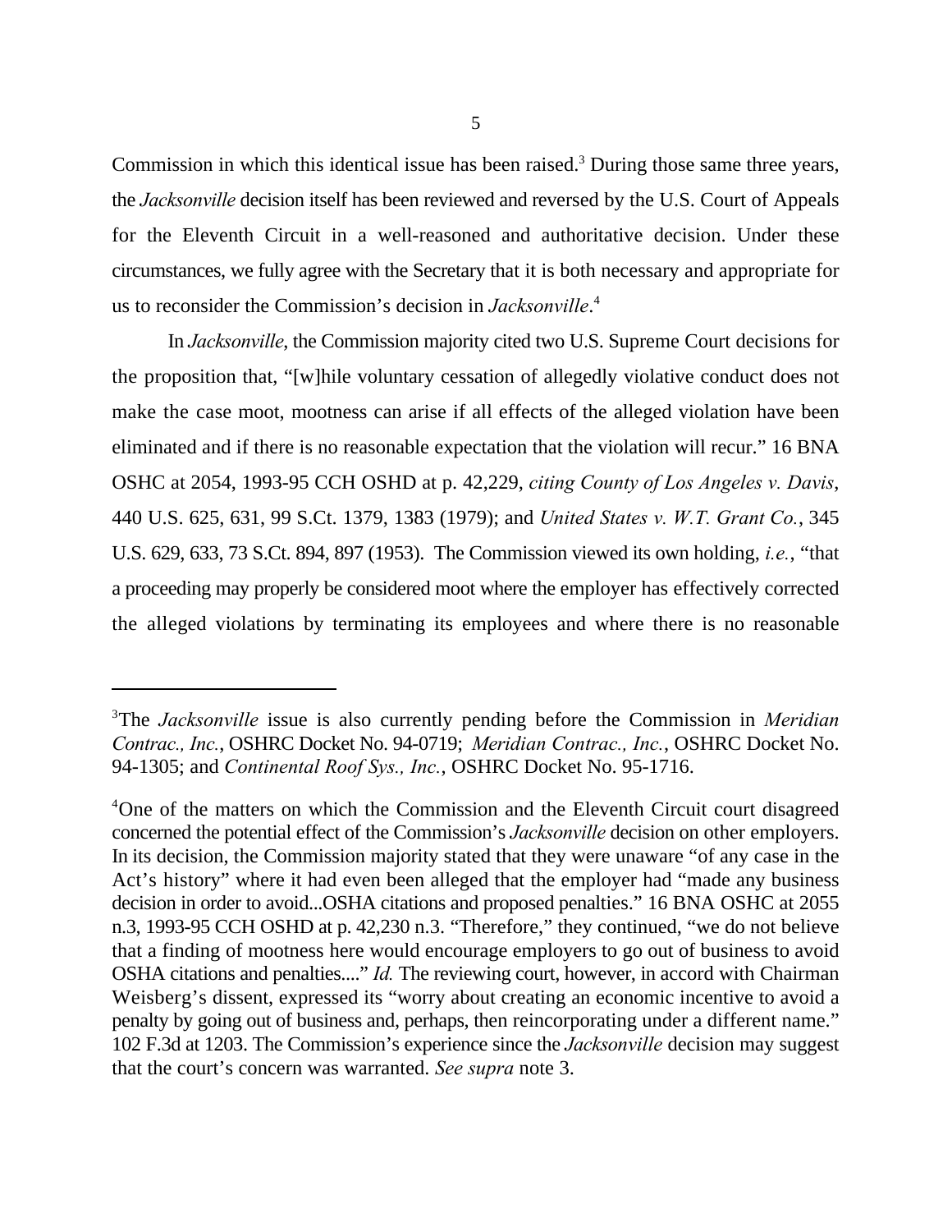Commission in which this identical issue has been raised.[3] During those same three years, the *Jacksonville* decision itself has been reviewed and reversed by the U.S. Court of Appeals for the Eleventh Circuit in a well-reasoned and authoritative decision. Under these circumstances, we fully agree with the Secretary that it is both necessary and appropriate for us to reconsider the Commission's decision in *Jacksonville*.[4]

In *Jacksonville*, the Commission majority cited two U.S. Supreme Court decisions for the proposition that, "[w]hile voluntary cessation of allegedly violative conduct does not make the case moot, mootness can arise if all effects of the alleged violation have been eliminated and if there is no reasonable expectation that the violation will recur." 16 BNA OSHC at 2054, 1993-95 CCH OSHD at p. 42,229, *citing County of Los Angeles v. Davis*, 440 U.S. 625, 631, 99 S.Ct. 1379, 1383 (1979); and *United States v. W.T. Grant Co.*, 345 U.S. 629, 633, 73 S.Ct. 894, 897 (1953). The Commission viewed its own holding, *i.e.*, "that a proceeding may properly be considered moot where the employer has effectively corrected the alleged violations by terminating its employees and where there is no reasonable

---

[3]The *Jacksonville* issue is also currently pending before the Commission in *Meridian Contrac., Inc.*, OSHRC Docket No. 94-0719; *Meridian Contrac., Inc.*, OSHRC Docket No. 94-1305; and *Continental Roof Sys., Inc.*, OSHRC Docket No. 95-1716.

[4]One of the matters on which the Commission and the Eleventh Circuit court disagreed concerned the potential effect of the Commission's *Jacksonville* decision on other employers. In its decision, the Commission majority stated that they were unaware "of any case in the Act's history" where it had even been alleged that the employer had "made any business decision in order to avoid...OSHA citations and proposed penalties." 16 BNA OSHC at 2055 n.3, 1993-95 CCH OSHD at p. 42,230 n.3. "Therefore," they continued, "we do not believe that a finding of mootness here would encourage employers to go out of business to avoid OSHA citations and penalties...." *Id.* The reviewing court, however, in accord with Chairman Weisberg's dissent, expressed its "worry about creating an economic incentive to avoid a penalty by going out of business and, perhaps, then reincorporating under a different name." 102 F.3d at 1203. The Commission's experience since the *Jacksonville* decision may suggest that the court's concern was warranted. *See supra* note 3.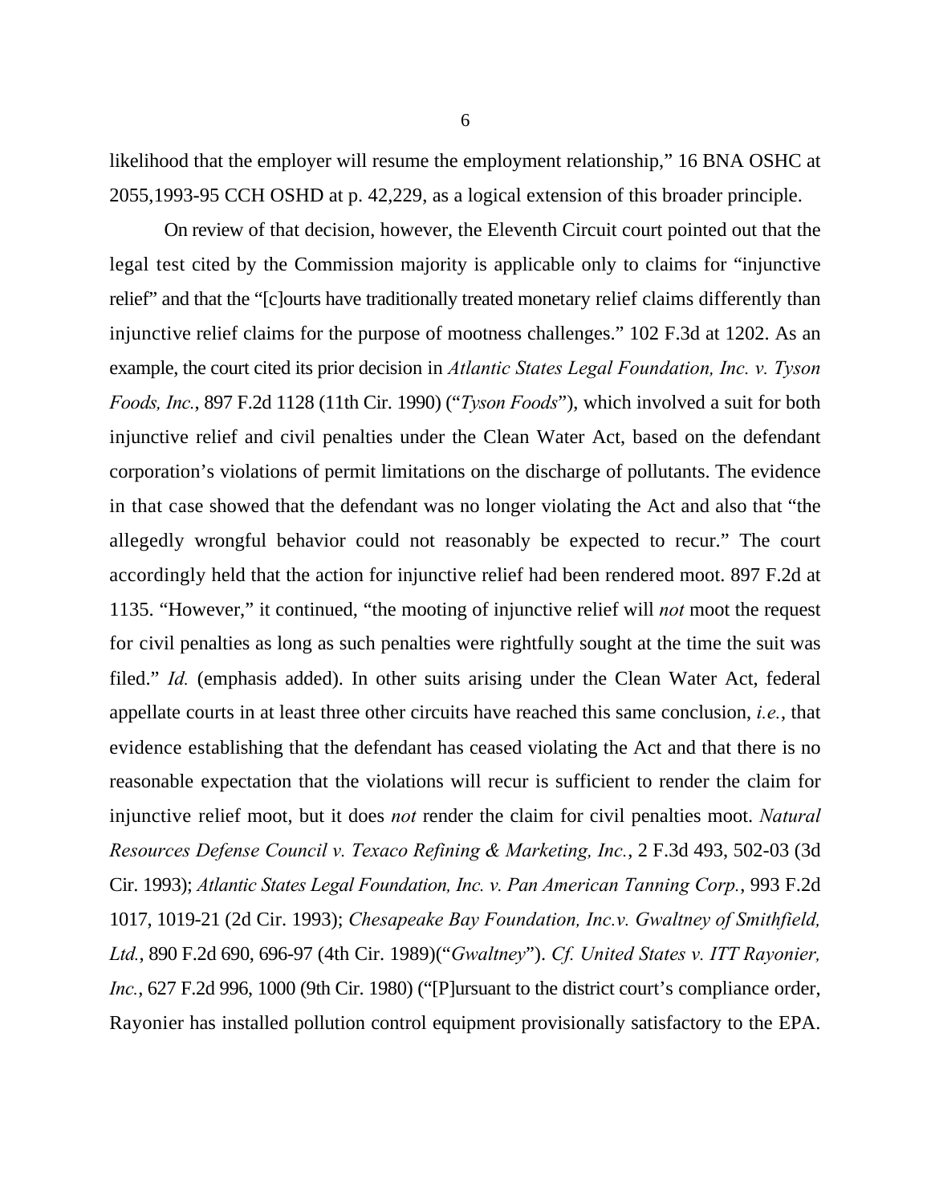likelihood that the employer will resume the employment relationship," 16 BNA OSHC at 2055,1993-95 CCH OSHD at p. 42,229, as a logical extension of this broader principle.

On review of that decision, however, the Eleventh Circuit court pointed out that the legal test cited by the Commission majority is applicable only to claims for "injunctive relief" and that the "[c]ourts have traditionally treated monetary relief claims differently than injunctive relief claims for the purpose of mootness challenges." 102 F.3d at 1202. As an example, the court cited its prior decision in *Atlantic States Legal Foundation, Inc. v. Tyson Foods, Inc.*, 897 F.2d 1128 (11th Cir. 1990) ("*Tyson Foods*"), which involved a suit for both injunctive relief and civil penalties under the Clean Water Act, based on the defendant corporation's violations of permit limitations on the discharge of pollutants. The evidence in that case showed that the defendant was no longer violating the Act and also that "the allegedly wrongful behavior could not reasonably be expected to recur." The court accordingly held that the action for injunctive relief had been rendered moot. 897 F.2d at 1135. "However," it continued, "the mooting of injunctive relief will *not* moot the request for civil penalties as long as such penalties were rightfully sought at the time the suit was filed." *Id.* (emphasis added). In other suits arising under the Clean Water Act, federal appellate courts in at least three other circuits have reached this same conclusion, *i.e.*, that evidence establishing that the defendant has ceased violating the Act and that there is no reasonable expectation that the violations will recur is sufficient to render the claim for injunctive relief moot, but it does *not* render the claim for civil penalties moot. *Natural Resources Defense Council v. Texaco Refining & Marketing, Inc.*, 2 F.3d 493, 502-03 (3d Cir. 1993); *Atlantic States Legal Foundation, Inc. v. Pan American Tanning Corp.*, 993 F.2d 1017, 1019-21 (2d Cir. 1993); *Chesapeake Bay Foundation, Inc.v. Gwaltney of Smithfield, Ltd.*, 890 F.2d 690, 696-97 (4th Cir. 1989)("*Gwaltney*"). *Cf. United States v. ITT Rayonier, Inc.*, 627 F.2d 996, 1000 (9th Cir. 1980) ("[P]ursuant to the district court's compliance order, Rayonier has installed pollution control equipment provisionally satisfactory to the EPA.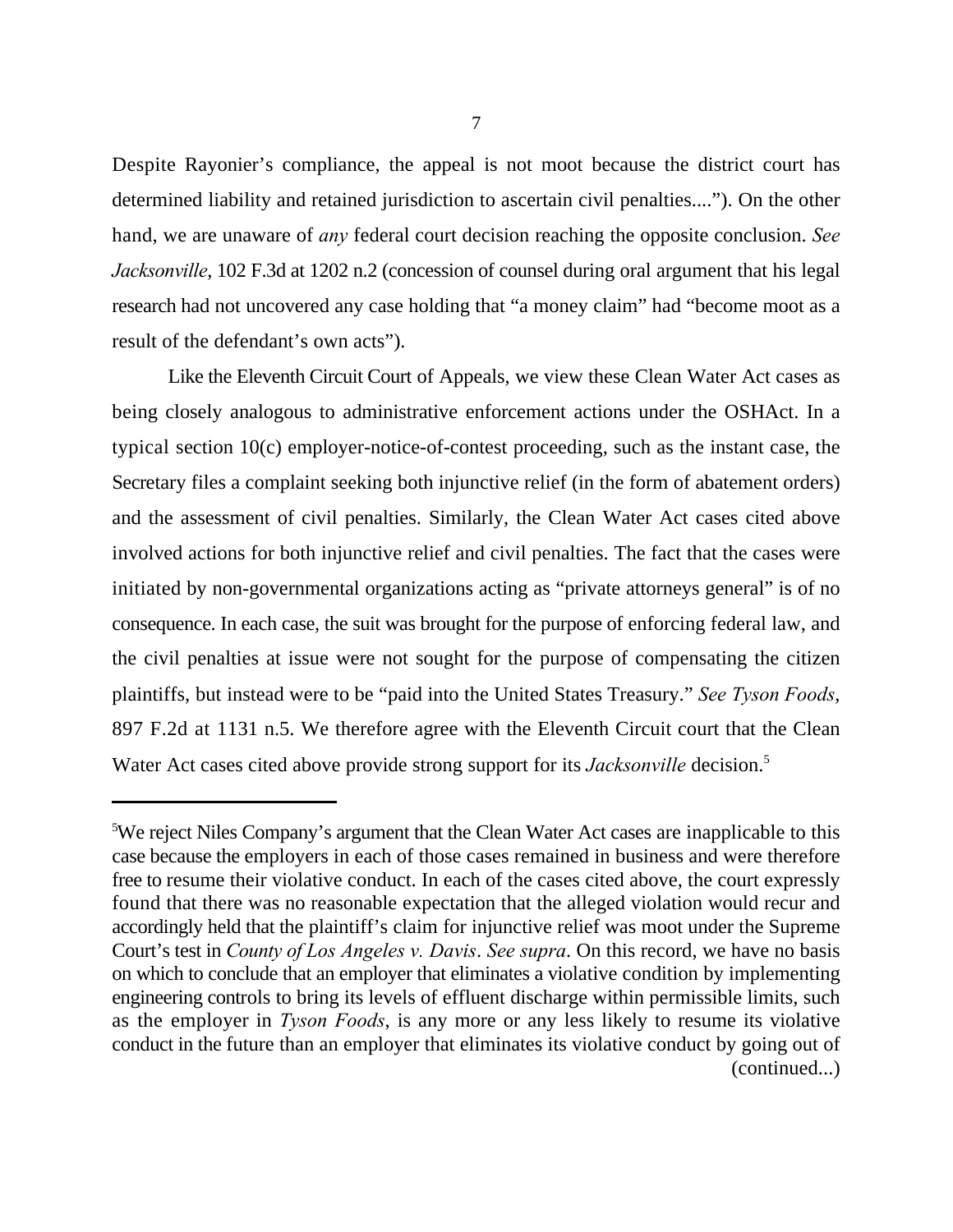Despite Rayonier's compliance, the appeal is not moot because the district court has determined liability and retained jurisdiction to ascertain civil penalties...."). On the other hand, we are unaware of *any* federal court decision reaching the opposite conclusion. *See Jacksonville*, 102 F.3d at 1202 n.2 (concession of counsel during oral argument that his legal research had not uncovered any case holding that "a money claim" had "become moot as a result of the defendant's own acts").

Like the Eleventh Circuit Court of Appeals, we view these Clean Water Act cases as being closely analogous to administrative enforcement actions under the OSHAct. In a typical section 10(c) employer-notice-of-contest proceeding, such as the instant case, the Secretary files a complaint seeking both injunctive relief (in the form of abatement orders) and the assessment of civil penalties. Similarly, the Clean Water Act cases cited above involved actions for both injunctive relief and civil penalties. The fact that the cases were initiated by non-governmental organizations acting as "private attorneys general" is of no consequence. In each case, the suit was brought for the purpose of enforcing federal law, and the civil penalties at issue were not sought for the purpose of compensating the citizen plaintiffs, but instead were to be "paid into the United States Treasury." *See Tyson Foods*, 897 F.2d at 1131 n.5. We therefore agree with the Eleventh Circuit court that the Clean Water Act cases cited above provide strong support for its *Jacksonville* decision.[5]

---

[5]We reject Niles Company's argument that the Clean Water Act cases are inapplicable to this case because the employers in each of those cases remained in business and were therefore free to resume their violative conduct. In each of the cases cited above, the court expressly found that there was no reasonable expectation that the alleged violation would recur and accordingly held that the plaintiff's claim for injunctive relief was moot under the Supreme Court's test in *County of Los Angeles v. Davis*. *See supra*. On this record, we have no basis on which to conclude that an employer that eliminates a violative condition by implementing engineering controls to bring its levels of effluent discharge within permissible limits, such as the employer in *Tyson Foods*, is any more or any less likely to resume its violative conduct in the future than an employer that eliminates its violative conduct by going out of (continued...)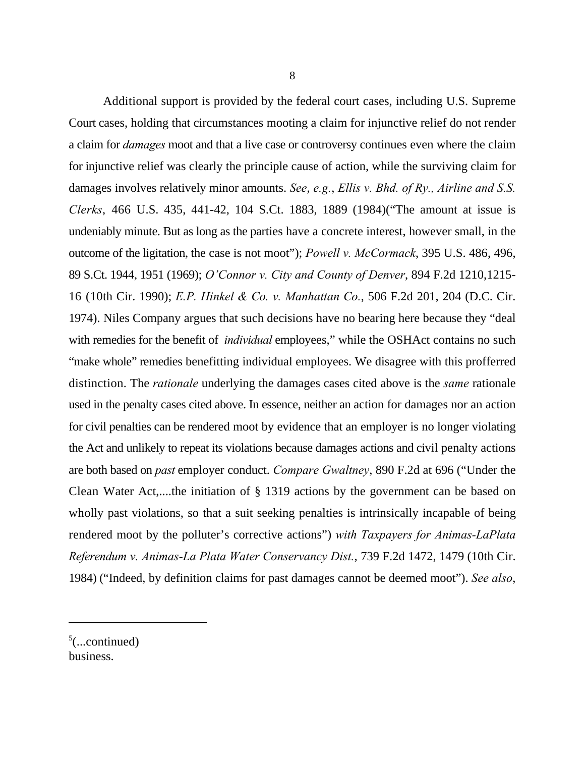Additional support is provided by the federal court cases, including U.S. Supreme Court cases, holding that circumstances mooting a claim for injunctive relief do not render a claim for *damages* moot and that a live case or controversy continues even where the claim for injunctive relief was clearly the principle cause of action, while the surviving claim for damages involves relatively minor amounts. *See*, *e.g.*, *Ellis v. Bhd. of Ry., Airline and S.S. Clerks*, 466 U.S. 435, 441-42, 104 S.Ct. 1883, 1889 (1984)("The amount at issue is undeniably minute. But as long as the parties have a concrete interest, however small, in the outcome of the litigation, the case is not moot"); *Powell v. McCormack*, 395 U.S. 486, 496, 89 S.Ct. 1944, 1951 (1969); *O'Connor v. City and County of Denver*, 894 F.2d 1210,1215-16 (10th Cir. 1990); *E.P. Hinkel & Co. v. Manhattan Co.*, 506 F.2d 201, 204 (D.C. Cir. 1974). Niles Company argues that such decisions have no bearing here because they "deal with remedies for the benefit of *individual* employees," while the OSHAct contains no such "make whole" remedies benefitting individual employees. We disagree with this profferred distinction. The *rationale* underlying the damages cases cited above is the *same* rationale used in the penalty cases cited above. In essence, neither an action for damages nor an action for civil penalties can be rendered moot by evidence that an employer is no longer violating the Act and unlikely to repeat its violations because damages actions and civil penalty actions are both based on *past* employer conduct. *Compare Gwaltney*, 890 F.2d at 696 ("Under the Clean Water Act,....the initiation of § 1319 actions by the government can be based on wholly past violations, so that a suit seeking penalties is intrinsically incapable of being rendered moot by the polluter's corrective actions") *with Taxpayers for Animas-LaPlata Referendum v. Animas-La Plata Water Conservancy Dist.*, 739 F.2d 1472, 1479 (10th Cir. 1984) ("Indeed, by definition claims for past damages cannot be deemed moot"). *See also*,

---

[5](...continued)
business.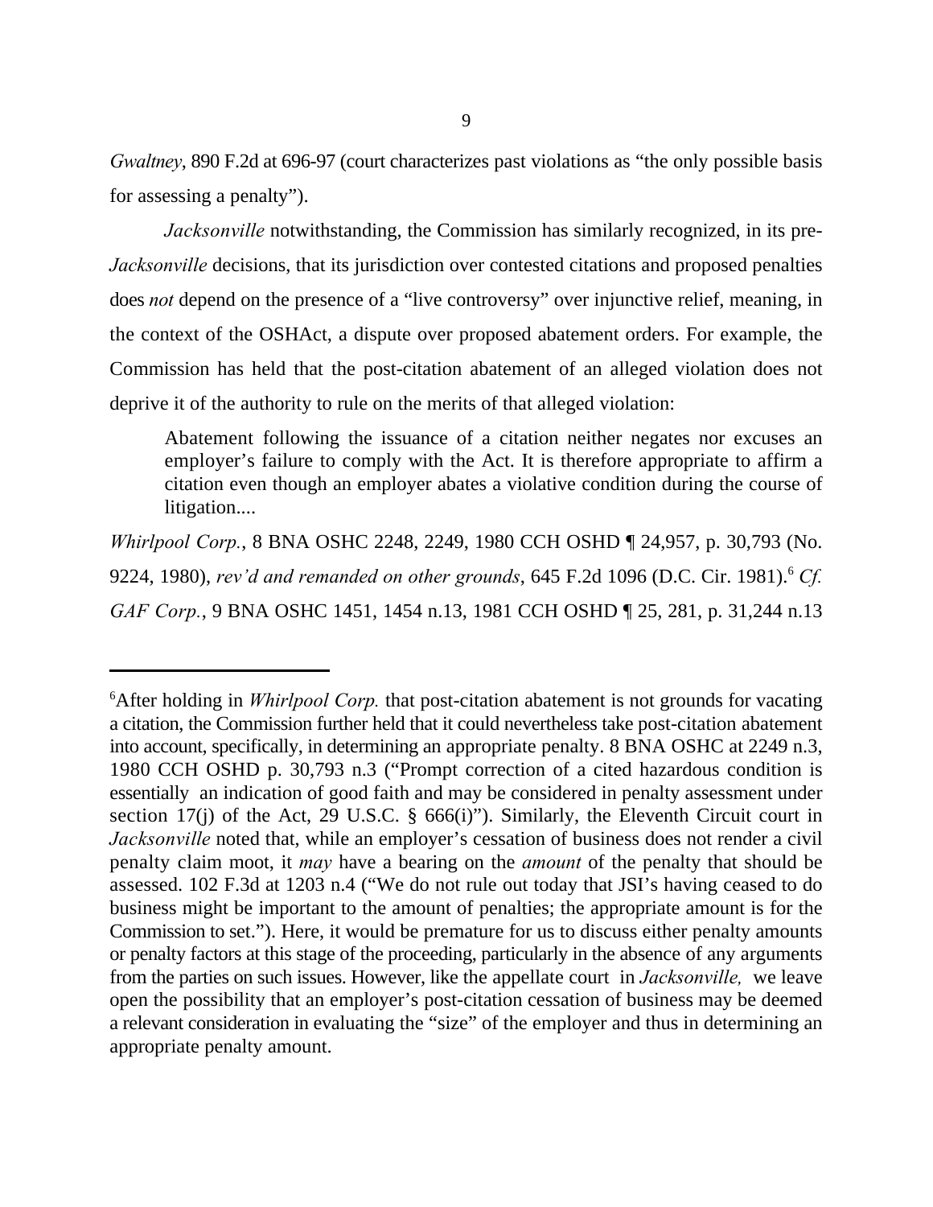*Gwaltney*, 890 F.2d at 696-97 (court characterizes past violations as "the only possible basis for assessing a penalty").

*Jacksonville* notwithstanding, the Commission has similarly recognized, in its pre-*Jacksonville* decisions, that its jurisdiction over contested citations and proposed penalties does *not* depend on the presence of a "live controversy" over injunctive relief, meaning, in the context of the OSHAct, a dispute over proposed abatement orders. For example, the Commission has held that the post-citation abatement of an alleged violation does not deprive it of the authority to rule on the merits of that alleged violation:

> Abatement following the issuance of a citation neither negates nor excuses an employer's failure to comply with the Act. It is therefore appropriate to affirm a citation even though an employer abates a violative condition during the course of litigation....

*Whirlpool Corp.*, 8 BNA OSHC 2248, 2249, 1980 CCH OSHD ¶ 24,957, p. 30,793 (No. 9224, 1980), *rev'd and remanded on other grounds*, 645 F.2d 1096 (D.C. Cir. 1981).[6] *Cf. GAF Corp.*, 9 BNA OSHC 1451, 1454 n.13, 1981 CCH OSHD ¶ 25, 281, p. 31,244 n.13

---

[6]After holding in *Whirlpool Corp.* that post-citation abatement is not grounds for vacating a citation, the Commission further held that it could nevertheless take post-citation abatement into account, specifically, in determining an appropriate penalty. 8 BNA OSHC at 2249 n.3, 1980 CCH OSHD p. 30,793 n.3 ("Prompt correction of a cited hazardous condition is essentially an indication of good faith and may be considered in penalty assessment under section 17(j) of the Act, 29 U.S.C. § 666(i)"). Similarly, the Eleventh Circuit court in *Jacksonville* noted that, while an employer's cessation of business does not render a civil penalty claim moot, it *may* have a bearing on the *amount* of the penalty that should be assessed. 102 F.3d at 1203 n.4 ("We do not rule out today that JSI's having ceased to do business might be important to the amount of penalties; the appropriate amount is for the Commission to set."). Here, it would be premature for us to discuss either penalty amounts or penalty factors at this stage of the proceeding, particularly in the absence of any arguments from the parties on such issues. However, like the appellate court in *Jacksonville,* we leave open the possibility that an employer's post-citation cessation of business may be deemed a relevant consideration in evaluating the "size" of the employer and thus in determining an appropriate penalty amount.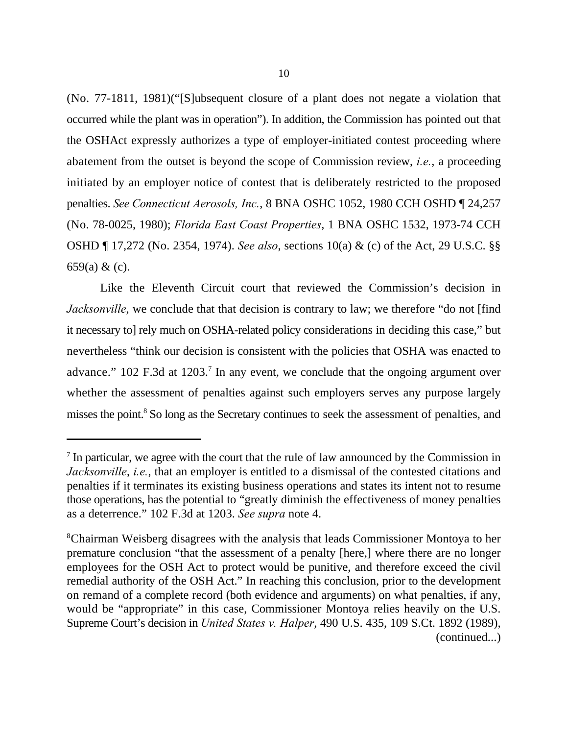(No. 77-1811, 1981)("[S]ubsequent closure of a plant does not negate a violation that occurred while the plant was in operation"). In addition, the Commission has pointed out that the OSHAct expressly authorizes a type of employer-initiated contest proceeding where abatement from the outset is beyond the scope of Commission review, *i.e.*, a proceeding initiated by an employer notice of contest that is deliberately restricted to the proposed penalties. *See Connecticut Aerosols, Inc.*, 8 BNA OSHC 1052, 1980 CCH OSHD ¶ 24,257 (No. 78-0025, 1980); *Florida East Coast Properties*, 1 BNA OSHC 1532, 1973-74 CCH OSHD ¶ 17,272 (No. 2354, 1974). *See also*, sections 10(a) & (c) of the Act, 29 U.S.C. §§ 659(a) & (c).

Like the Eleventh Circuit court that reviewed the Commission's decision in *Jacksonville*, we conclude that that decision is contrary to law; we therefore "do not [find it necessary to] rely much on OSHA-related policy considerations in deciding this case," but nevertheless "think our decision is consistent with the policies that OSHA was enacted to advance." 102 F.3d at 1203.[7] In any event, we conclude that the ongoing argument over whether the assessment of penalties against such employers serves any purpose largely misses the point.[8] So long as the Secretary continues to seek the assessment of penalties, and

---

[7] In particular, we agree with the court that the rule of law announced by the Commission in *Jacksonville*, *i.e.*, that an employer is entitled to a dismissal of the contested citations and penalties if it terminates its existing business operations and states its intent not to resume those operations, has the potential to "greatly diminish the effectiveness of money penalties as a deterrence." 102 F.3d at 1203. *See supra* note 4.

[8] Chairman Weisberg disagrees with the analysis that leads Commissioner Montoya to her premature conclusion "that the assessment of a penalty [here,] where there are no longer employees for the OSH Act to protect would be punitive, and therefore exceed the civil remedial authority of the OSH Act." In reaching this conclusion, prior to the development on remand of a complete record (both evidence and arguments) on what penalties, if any, would be "appropriate" in this case, Commissioner Montoya relies heavily on the U.S. Supreme Court's decision in *United States v. Halper*, 490 U.S. 435, 109 S.Ct. 1892 (1989), (continued...)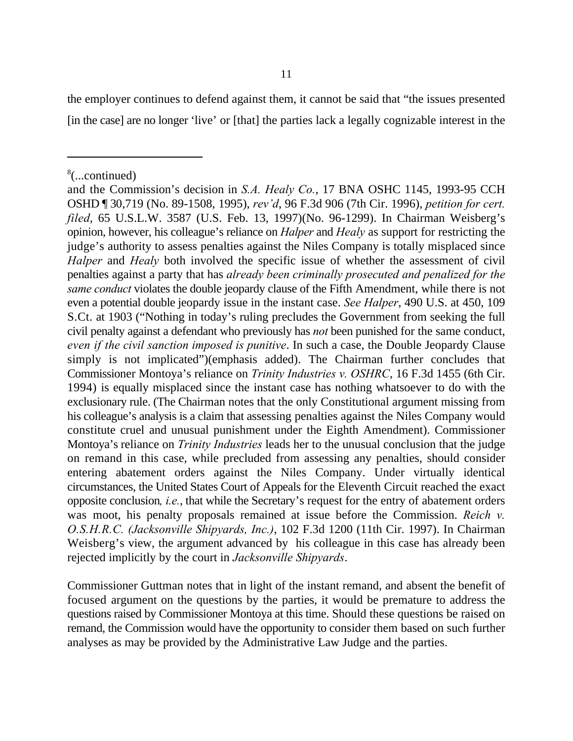the employer continues to defend against them, it cannot be said that "the issues presented [in the case] are no longer 'live' or [that] the parties lack a legally cognizable interest in the

---

[8](...continued)

and the Commission's decision in *S.A. Healy Co.*, 17 BNA OSHC 1145, 1993-95 CCH OSHD ¶ 30,719 (No. 89-1508, 1995), *rev'd*, 96 F.3d 906 (7th Cir. 1996), *petition for cert. filed*, 65 U.S.L.W. 3587 (U.S. Feb. 13, 1997)(No. 96-1299). In Chairman Weisberg's opinion, however, his colleague's reliance on *Halper* and *Healy* as support for restricting the judge's authority to assess penalties against the Niles Company is totally misplaced since *Halper* and *Healy* both involved the specific issue of whether the assessment of civil penalties against a party that has *already been criminally prosecuted and penalized for the same conduct* violates the double jeopardy clause of the Fifth Amendment, while there is not even a potential double jeopardy issue in the instant case. *See Halper*, 490 U.S. at 450, 109 S.Ct. at 1903 ("Nothing in today's ruling precludes the Government from seeking the full civil penalty against a defendant who previously has *not* been punished for the same conduct, *even if the civil sanction imposed is punitive*. In such a case, the Double Jeopardy Clause simply is not implicated")(emphasis added). The Chairman further concludes that Commissioner Montoya's reliance on *Trinity Industries v. OSHRC*, 16 F.3d 1455 (6th Cir. 1994) is equally misplaced since the instant case has nothing whatsoever to do with the exclusionary rule. (The Chairman notes that the only Constitutional argument missing from his colleague's analysis is a claim that assessing penalties against the Niles Company would constitute cruel and unusual punishment under the Eighth Amendment). Commissioner Montoya's reliance on *Trinity Industries* leads her to the unusual conclusion that the judge on remand in this case, while precluded from assessing any penalties, should consider entering abatement orders against the Niles Company. Under virtually identical circumstances, the United States Court of Appeals for the Eleventh Circuit reached the exact opposite conclusion, *i.e.*, that while the Secretary's request for the entry of abatement orders was moot, his penalty proposals remained at issue before the Commission. *Reich v. O.S.H.R.C. (Jacksonville Shipyards, Inc.)*, 102 F.3d 1200 (11th Cir. 1997). In Chairman Weisberg's view, the argument advanced by his colleague in this case has already been rejected implicitly by the court in *Jacksonville Shipyards*.

Commissioner Guttman notes that in light of the instant remand, and absent the benefit of focused argument on the questions by the parties, it would be premature to address the questions raised by Commissioner Montoya at this time. Should these questions be raised on remand, the Commission would have the opportunity to consider them based on such further analyses as may be provided by the Administrative Law Judge and the parties.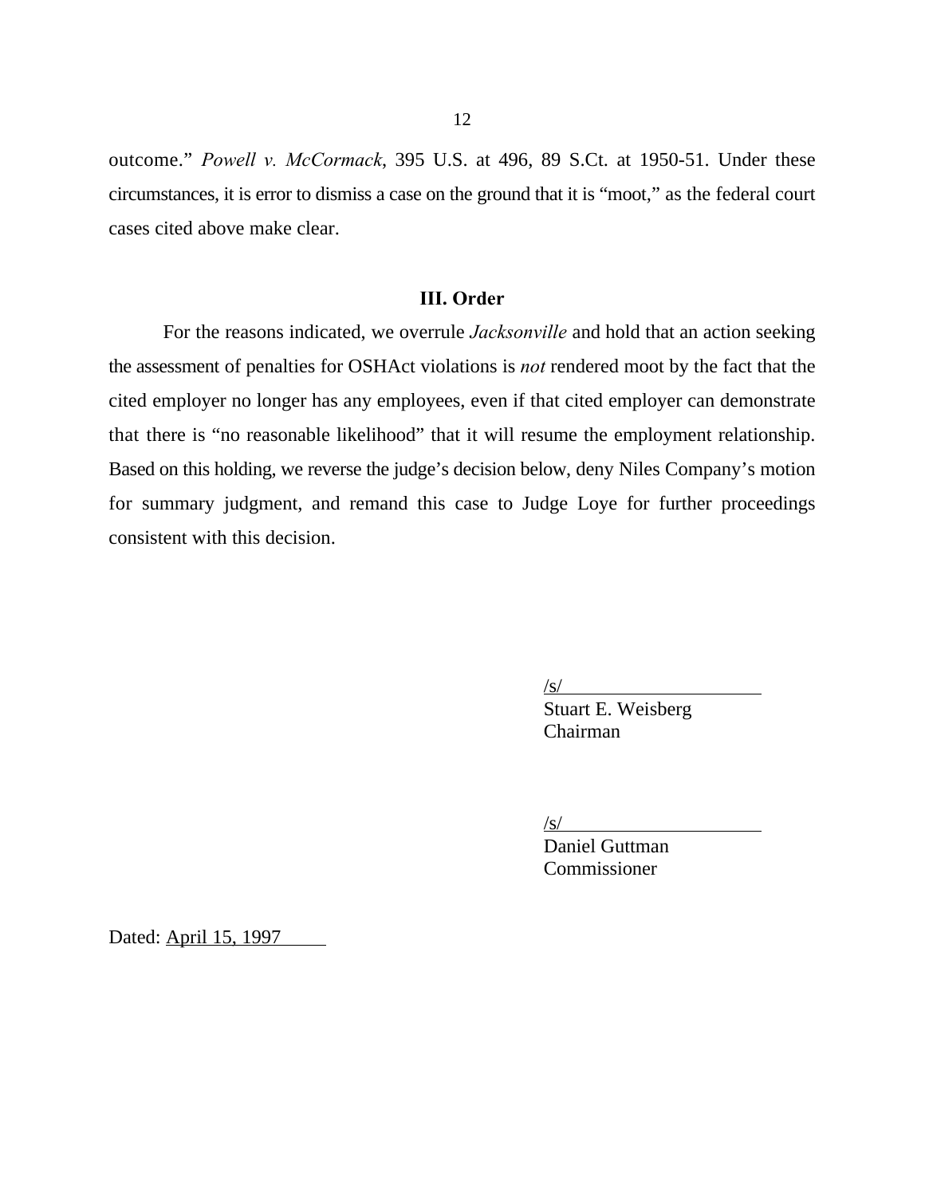outcome." *Powell v. McCormack*, 395 U.S. at 496, 89 S.Ct. at 1950-51. Under these circumstances, it is error to dismiss a case on the ground that it is "moot," as the federal court cases cited above make clear.

## III. Order

For the reasons indicated, we overrule *Jacksonville* and hold that an action seeking the assessment of penalties for OSHAct violations is *not* rendered moot by the fact that the cited employer no longer has any employees, even if that cited employer can demonstrate that there is "no reasonable likelihood" that it will resume the employment relationship. Based on this holding, we reverse the judge's decision below, deny Niles Company's motion for summary judgment, and remand this case to Judge Loye for further proceedings consistent with this decision.

/s/
Stuart E. Weisberg
Chairman

/s/
Daniel Guttman
Commissioner

Dated: April 15, 1997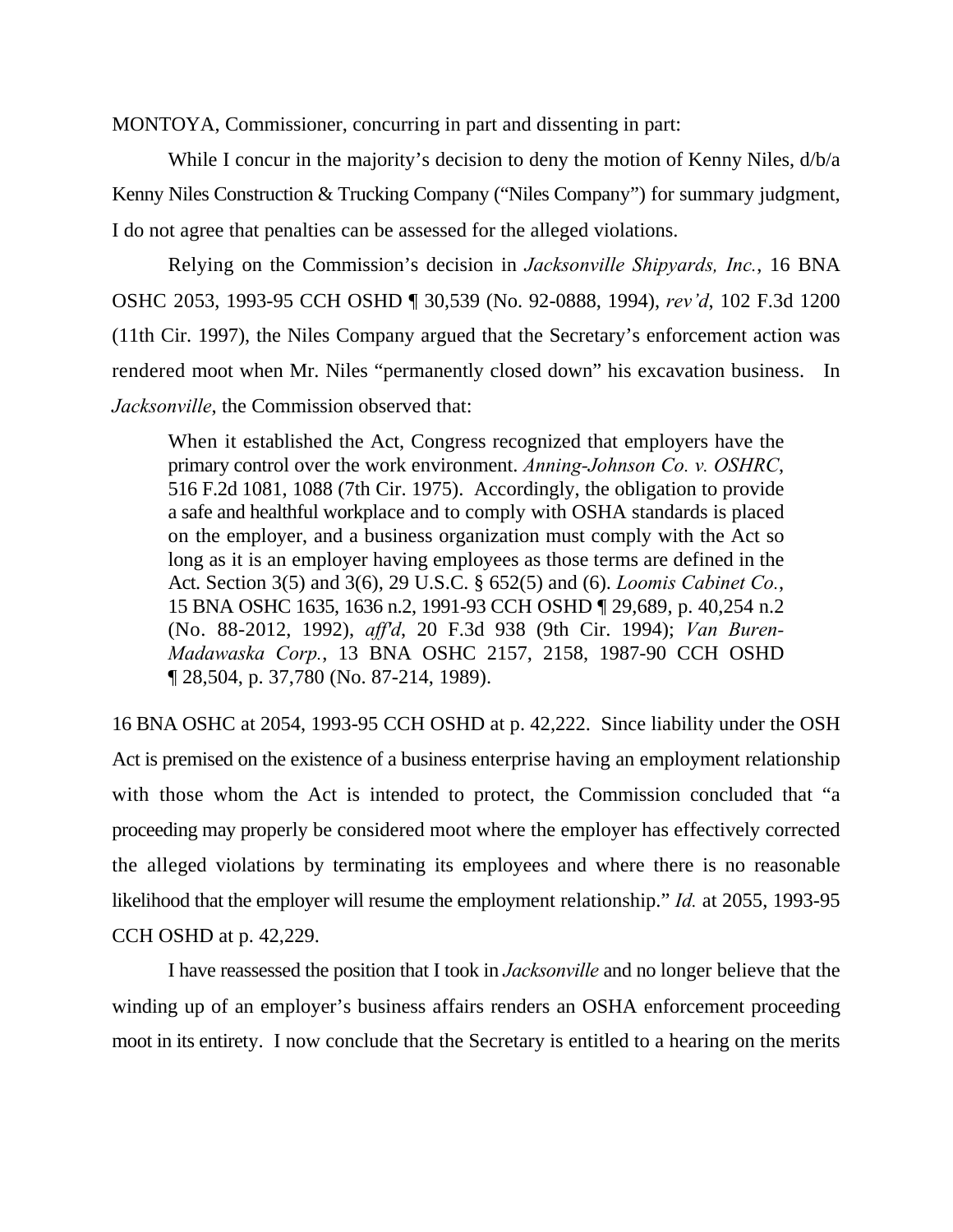MONTOYA, Commissioner, concurring in part and dissenting in part:

While I concur in the majority's decision to deny the motion of Kenny Niles, d/b/a Kenny Niles Construction & Trucking Company ("Niles Company") for summary judgment, I do not agree that penalties can be assessed for the alleged violations.

Relying on the Commission's decision in *Jacksonville Shipyards, Inc.*, 16 BNA OSHC 2053, 1993-95 CCH OSHD ¶ 30,539 (No. 92-0888, 1994), *rev'd*, 102 F.3d 1200 (11th Cir. 1997), the Niles Company argued that the Secretary's enforcement action was rendered moot when Mr. Niles "permanently closed down" his excavation business. In *Jacksonville*, the Commission observed that:

> When it established the Act, Congress recognized that employers have the primary control over the work environment. *Anning-Johnson Co. v. OSHRC*, 516 F.2d 1081, 1088 (7th Cir. 1975). Accordingly, the obligation to provide a safe and healthful workplace and to comply with OSHA standards is placed on the employer, and a business organization must comply with the Act so long as it is an employer having employees as those terms are defined in the Act. Section 3(5) and 3(6), 29 U.S.C. § 652(5) and (6). *Loomis Cabinet Co.*, 15 BNA OSHC 1635, 1636 n.2, 1991-93 CCH OSHD ¶ 29,689, p. 40,254 n.2 (No. 88-2012, 1992), *aff'd*, 20 F.3d 938 (9th Cir. 1994); *Van Buren-Madawaska Corp.*, 13 BNA OSHC 2157, 2158, 1987-90 CCH OSHD ¶ 28,504, p. 37,780 (No. 87-214, 1989).

16 BNA OSHC at 2054, 1993-95 CCH OSHD at p. 42,222. Since liability under the OSH Act is premised on the existence of a business enterprise having an employment relationship with those whom the Act is intended to protect, the Commission concluded that "a proceeding may properly be considered moot where the employer has effectively corrected the alleged violations by terminating its employees and where there is no reasonable likelihood that the employer will resume the employment relationship." *Id.* at 2055, 1993-95 CCH OSHD at p. 42,229.

I have reassessed the position that I took in *Jacksonville* and no longer believe that the winding up of an employer's business affairs renders an OSHA enforcement proceeding moot in its entirety. I now conclude that the Secretary is entitled to a hearing on the merits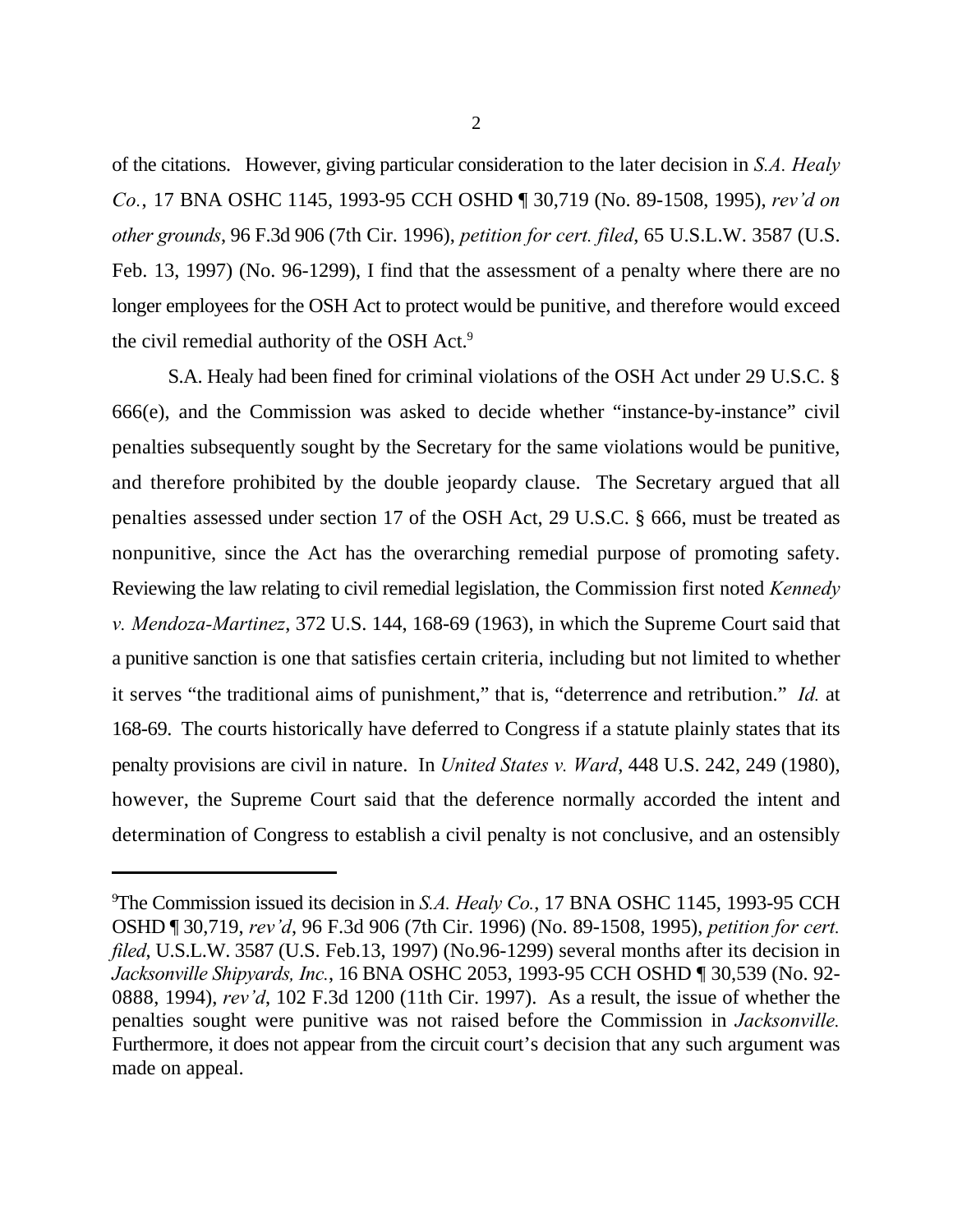of the citations. However, giving particular consideration to the later decision in *S.A. Healy Co.*, 17 BNA OSHC 1145, 1993-95 CCH OSHD ¶ 30,719 (No. 89-1508, 1995), *rev'd on other grounds*, 96 F.3d 906 (7th Cir. 1996), *petition for cert. filed*, 65 U.S.L.W. 3587 (U.S. Feb. 13, 1997) (No. 96-1299), I find that the assessment of a penalty where there are no longer employees for the OSH Act to protect would be punitive, and therefore would exceed the civil remedial authority of the OSH Act.[9]

S.A. Healy had been fined for criminal violations of the OSH Act under 29 U.S.C. § 666(e), and the Commission was asked to decide whether "instance-by-instance" civil penalties subsequently sought by the Secretary for the same violations would be punitive, and therefore prohibited by the double jeopardy clause. The Secretary argued that all penalties assessed under section 17 of the OSH Act, 29 U.S.C. § 666, must be treated as nonpunitive, since the Act has the overarching remedial purpose of promoting safety. Reviewing the law relating to civil remedial legislation, the Commission first noted *Kennedy v. Mendoza-Martinez*, 372 U.S. 144, 168-69 (1963), in which the Supreme Court said that a punitive sanction is one that satisfies certain criteria, including but not limited to whether it serves "the traditional aims of punishment," that is, "deterrence and retribution." *Id.* at 168-69. The courts historically have deferred to Congress if a statute plainly states that its penalty provisions are civil in nature. In *United States v. Ward*, 448 U.S. 242, 249 (1980), however, the Supreme Court said that the deference normally accorded the intent and determination of Congress to establish a civil penalty is not conclusive, and an ostensibly

---

[9]The Commission issued its decision in *S.A. Healy Co.*, 17 BNA OSHC 1145, 1993-95 CCH OSHD ¶ 30,719, *rev'd*, 96 F.3d 906 (7th Cir. 1996) (No. 89-1508, 1995), *petition for cert. filed*, U.S.L.W. 3587 (U.S. Feb.13, 1997) (No.96-1299) several months after its decision in *Jacksonville Shipyards, Inc.*, 16 BNA OSHC 2053, 1993-95 CCH OSHD ¶ 30,539 (No. 92-0888, 1994), *rev'd*, 102 F.3d 1200 (11th Cir. 1997). As a result, the issue of whether the penalties sought were punitive was not raised before the Commission in *Jacksonville.* Furthermore, it does not appear from the circuit court's decision that any such argument was made on appeal.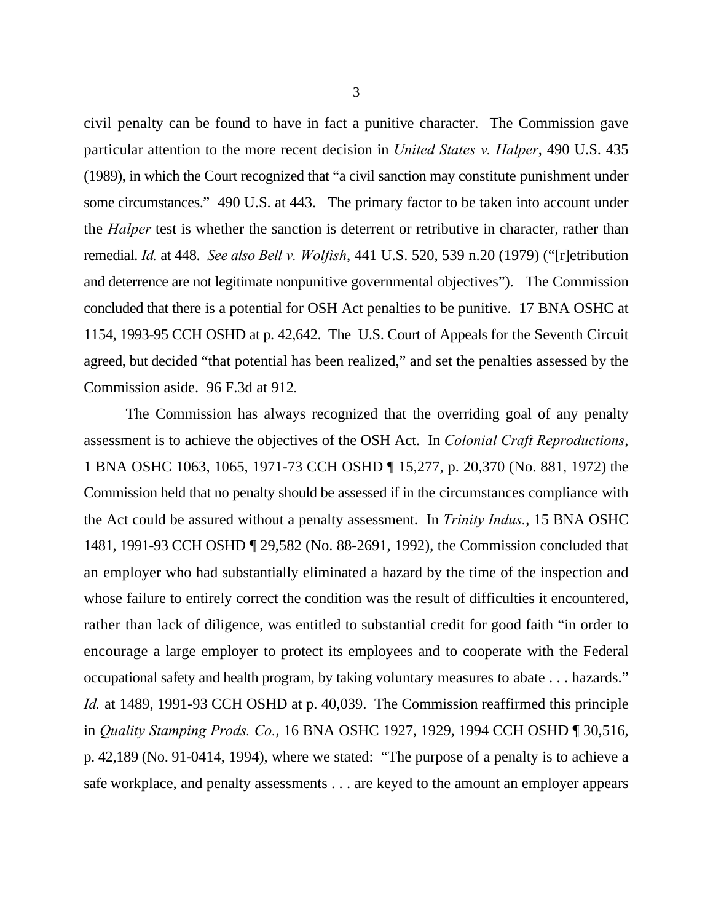civil penalty can be found to have in fact a punitive character. The Commission gave particular attention to the more recent decision in *United States v. Halper*, 490 U.S. 435 (1989), in which the Court recognized that "a civil sanction may constitute punishment under some circumstances." 490 U.S. at 443. The primary factor to be taken into account under the *Halper* test is whether the sanction is deterrent or retributive in character, rather than remedial. *Id.* at 448. *See also Bell v. Wolfish*, 441 U.S. 520, 539 n.20 (1979) ("[r]etribution and deterrence are not legitimate nonpunitive governmental objectives"). The Commission concluded that there is a potential for OSH Act penalties to be punitive. 17 BNA OSHC at 1154, 1993-95 CCH OSHD at p. 42,642. The U.S. Court of Appeals for the Seventh Circuit agreed, but decided "that potential has been realized," and set the penalties assessed by the Commission aside. 96 F.3d at 912.

The Commission has always recognized that the overriding goal of any penalty assessment is to achieve the objectives of the OSH Act. In *Colonial Craft Reproductions*, 1 BNA OSHC 1063, 1065, 1971-73 CCH OSHD ¶ 15,277, p. 20,370 (No. 881, 1972) the Commission held that no penalty should be assessed if in the circumstances compliance with the Act could be assured without a penalty assessment. In *Trinity Indus.*, 15 BNA OSHC 1481, 1991-93 CCH OSHD ¶ 29,582 (No. 88-2691, 1992), the Commission concluded that an employer who had substantially eliminated a hazard by the time of the inspection and whose failure to entirely correct the condition was the result of difficulties it encountered, rather than lack of diligence, was entitled to substantial credit for good faith "in order to encourage a large employer to protect its employees and to cooperate with the Federal occupational safety and health program, by taking voluntary measures to abate . . . hazards." *Id.* at 1489, 1991-93 CCH OSHD at p. 40,039. The Commission reaffirmed this principle in *Quality Stamping Prods. Co.*, 16 BNA OSHC 1927, 1929, 1994 CCH OSHD ¶ 30,516, p. 42,189 (No. 91-0414, 1994), where we stated: "The purpose of a penalty is to achieve a safe workplace, and penalty assessments . . . are keyed to the amount an employer appears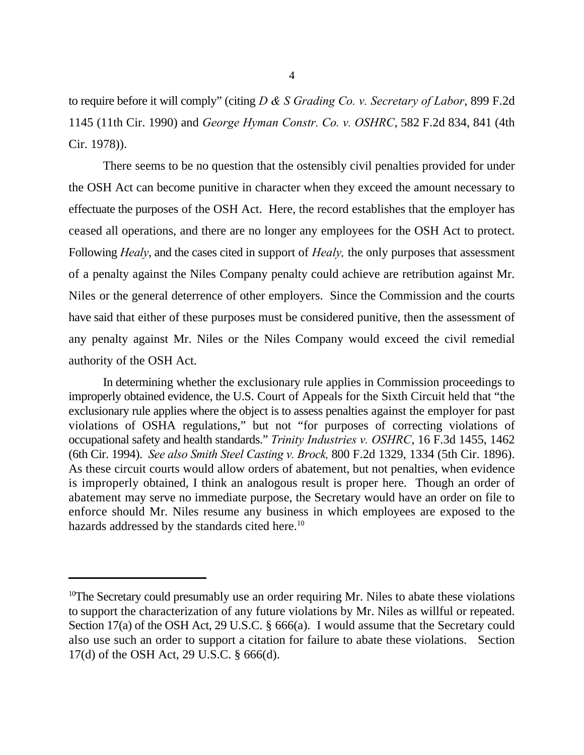to require before it will comply" (citing *D & S Grading Co. v. Secretary of Labor*, 899 F.2d 1145 (11th Cir. 1990) and *George Hyman Constr. Co. v. OSHRC*, 582 F.2d 834, 841 (4th Cir. 1978)).

There seems to be no question that the ostensibly civil penalties provided for under the OSH Act can become punitive in character when they exceed the amount necessary to effectuate the purposes of the OSH Act. Here, the record establishes that the employer has ceased all operations, and there are no longer any employees for the OSH Act to protect. Following *Healy*, and the cases cited in support of *Healy,* the only purposes that assessment of a penalty against the Niles Company penalty could achieve are retribution against Mr. Niles or the general deterrence of other employers. Since the Commission and the courts have said that either of these purposes must be considered punitive, then the assessment of any penalty against Mr. Niles or the Niles Company would exceed the civil remedial authority of the OSH Act.

In determining whether the exclusionary rule applies in Commission proceedings to improperly obtained evidence, the U.S. Court of Appeals for the Sixth Circuit held that "the exclusionary rule applies where the object is to assess penalties against the employer for past violations of OSHA regulations," but not "for purposes of correcting violations of occupational safety and health standards." *Trinity Industries v. OSHRC*, 16 F.3d 1455, 1462 (6th Cir. 1994). *See also Smith Steel Casting v. Brock,* 800 F.2d 1329, 1334 (5th Cir. 1896). As these circuit courts would allow orders of abatement, but not penalties, when evidence is improperly obtained, I think an analogous result is proper here. Though an order of abatement may serve no immediate purpose, the Secretary would have an order on file to enforce should Mr. Niles resume any business in which employees are exposed to the hazards addressed by the standards cited here.[10]

---

[10]The Secretary could presumably use an order requiring Mr. Niles to abate these violations to support the characterization of any future violations by Mr. Niles as willful or repeated. Section 17(a) of the OSH Act, 29 U.S.C. § 666(a). I would assume that the Secretary could also use such an order to support a citation for failure to abate these violations. Section 17(d) of the OSH Act, 29 U.S.C. § 666(d).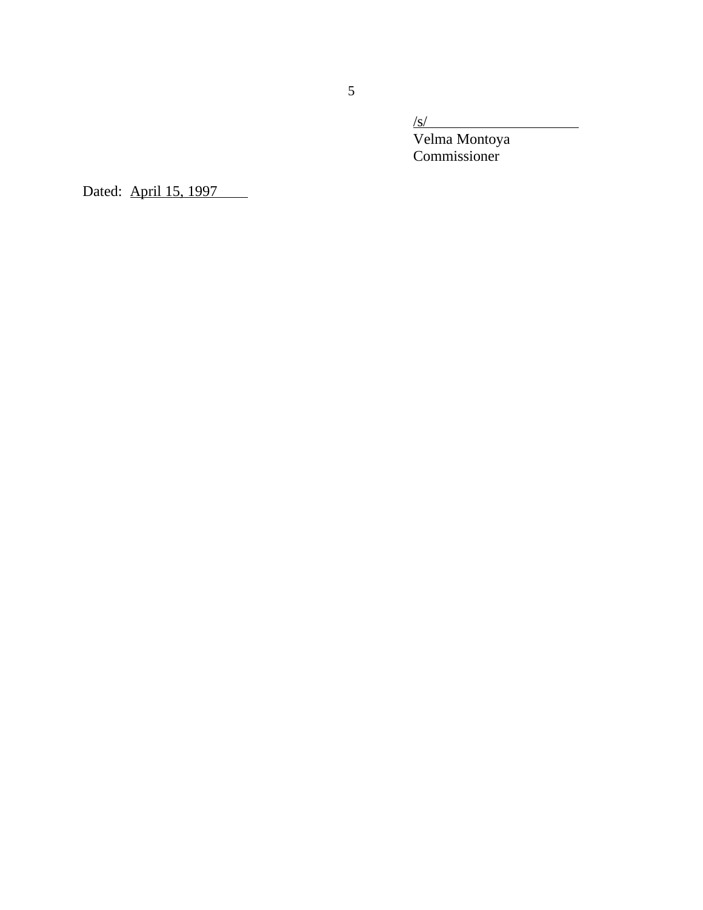/s/

Velma Montoya
Commissioner

Dated: April 15, 1997